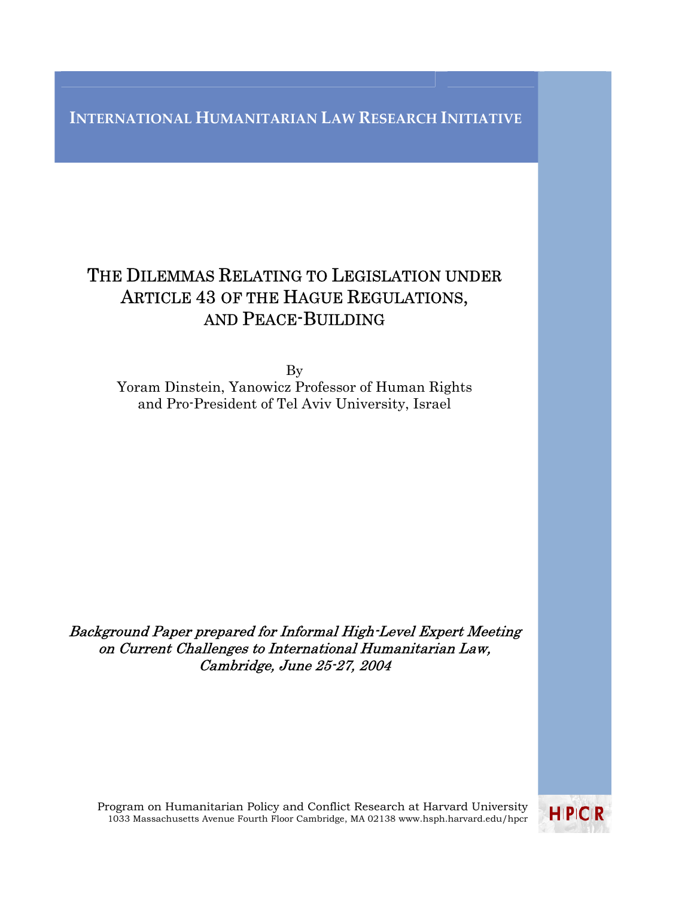INTERNATIONAL HUMANITARIAN LAW RESEARCH INITIATIVE

# THE DILEMMAS RELATING TO LEGISLATION UNDER ARTICLE 43 OF THE HAGUE REGULATIONS, AND PEACE-BUILDING

By
Yoram Dinstein, Yanowicz Professor of Human Rights
and Pro-President of Tel Aviv University, Israel

*Background Paper prepared for Informal High-Level Expert Meeting on Current Challenges to International Humanitarian Law, Cambridge, June 25-27, 2004*

Program on Humanitarian Policy and Conflict Research at Harvard University
1033 Massachusetts Avenue Fourth Floor Cambridge, MA 02138 www.hsph.harvard.edu/hpcr

HPCR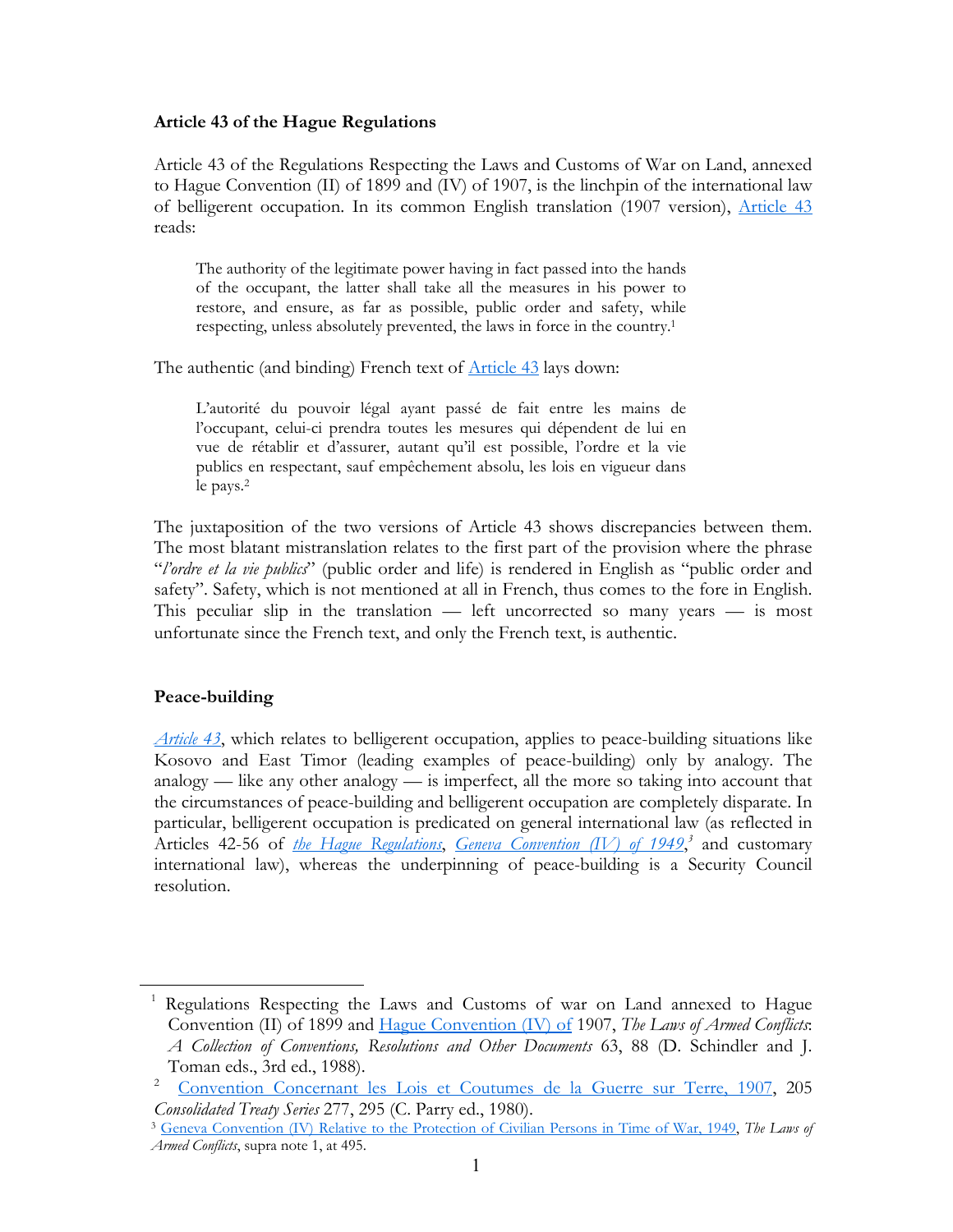**Article 43 of the Hague Regulations**

Article 43 of the Regulations Respecting the Laws and Customs of War on Land, annexed to Hague Convention (II) of 1899 and (IV) of 1907, is the linchpin of the international law of belligerent occupation. In its common English translation (1907 version), Article 43 reads:

> The authority of the legitimate power having in fact passed into the hands of the occupant, the latter shall take all the measures in his power to restore, and ensure, as far as possible, public order and safety, while respecting, unless absolutely prevented, the laws in force in the country.[1]

The authentic (and binding) French text of Article 43 lays down:

> L'autorité du pouvoir légal ayant passé de fait entre les mains de l'occupant, celui-ci prendra toutes les mesures qui dépendent de lui en vue de rétablir et d'assurer, autant qu'il est possible, l'ordre et la vie publics en respectant, sauf empêchement absolu, les lois en vigueur dans le pays.[2]

The juxtaposition of the two versions of Article 43 shows discrepancies between them. The most blatant mistranslation relates to the first part of the provision where the phrase "*l'ordre et la vie publics*" (public order and life) is rendered in English as "public order and safety". Safety, which is not mentioned at all in French, thus comes to the fore in English. This peculiar slip in the translation — left uncorrected so many years — is most unfortunate since the French text, and only the French text, is authentic.

**Peace-building**

*Article 43*, which relates to belligerent occupation, applies to peace-building situations like Kosovo and East Timor (leading examples of peace-building) only by analogy. The analogy — like any other analogy — is imperfect, all the more so taking into account that the circumstances of peace-building and belligerent occupation are completely disparate. In particular, belligerent occupation is predicated on general international law (as reflected in Articles 42-56 of *the Hague Regulations*, *Geneva Convention (IV) of 1949*,[3] and customary international law), whereas the underpinning of peace-building is a Security Council resolution.

---

[1] Regulations Respecting the Laws and Customs of war on Land annexed to Hague Convention (II) of 1899 and Hague Convention (IV) of 1907, *The Laws of Armed Conflicts*: *A Collection of Conventions, Resolutions and Other Documents* 63, 88 (D. Schindler and J. Toman eds., 3rd ed., 1988).

[2] Convention Concernant les Lois et Coutumes de la Guerre sur Terre, 1907, 205 *Consolidated Treaty Series* 277, 295 (C. Parry ed., 1980).

[3] Geneva Convention (IV) Relative to the Protection of Civilian Persons in Time of War, 1949, *The Laws of Armed Conflicts*, supra note 1, at 495.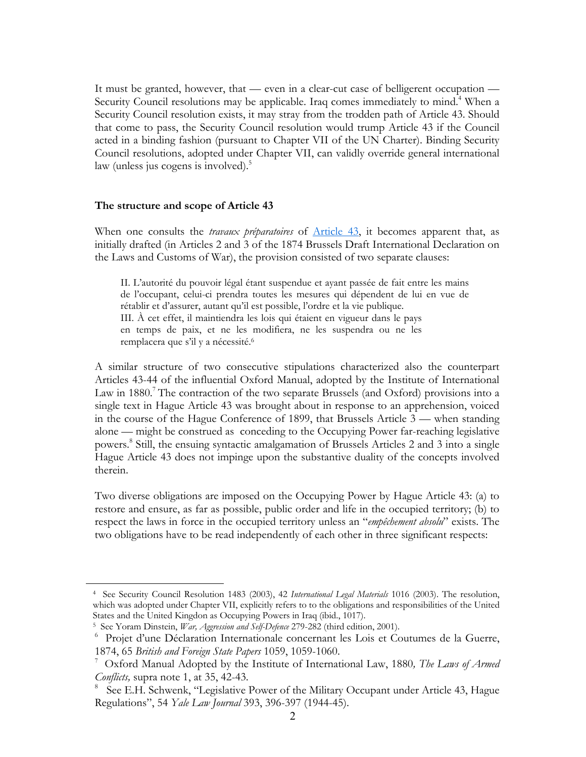It must be granted, however, that — even in a clear-cut case of belligerent occupation — Security Council resolutions may be applicable. Iraq comes immediately to mind.[4] When a Security Council resolution exists, it may stray from the trodden path of Article 43. Should that come to pass, the Security Council resolution would trump Article 43 if the Council acted in a binding fashion (pursuant to Chapter VII of the UN Charter). Binding Security Council resolutions, adopted under Chapter VII, can validly override general international law (unless jus cogens is involved).[5]

### The structure and scope of Article 43

When one consults the *travaux préparatoires* of Article 43, it becomes apparent that, as initially drafted (in Articles 2 and 3 of the 1874 Brussels Draft International Declaration on the Laws and Customs of War), the provision consisted of two separate clauses:

> II. L'autorité du pouvoir légal étant suspendue et ayant passée de fait entre les mains de l'occupant, celui-ci prendra toutes les mesures qui dépendent de lui en vue de rétablir et d'assurer, autant qu'il est possible, l'ordre et la vie publique.
> III. À cet effet, il maintiendra les lois qui étaient en vigueur dans le pays en temps de paix, et ne les modifiera, ne les suspendra ou ne les remplacera que s'il y a nécessité.[6]

A similar structure of two consecutive stipulations characterized also the counterpart Articles 43-44 of the influential Oxford Manual, adopted by the Institute of International Law in 1880.[7] The contraction of the two separate Brussels (and Oxford) provisions into a single text in Hague Article 43 was brought about in response to an apprehension, voiced in the course of the Hague Conference of 1899, that Brussels Article 3 — when standing alone — might be construed as conceding to the Occupying Power far-reaching legislative powers.[8] Still, the ensuing syntactic amalgamation of Brussels Articles 2 and 3 into a single Hague Article 43 does not impinge upon the substantive duality of the concepts involved therein.

Two diverse obligations are imposed on the Occupying Power by Hague Article 43: (a) to restore and ensure, as far as possible, public order and life in the occupied territory; (b) to respect the laws in force in the occupied territory unless an "*empêchement absolu*" exists. The two obligations have to be read independently of each other in three significant respects:

---

[4] See Security Council Resolution 1483 (2003), 42 *International Legal Materials* 1016 (2003). The resolution, which was adopted under Chapter VII, explicitly refers to to the obligations and responsibilities of the United States and the United Kingdom as Occupying Powers in Iraq (ibid., 1017).

[5] See Yoram Dinstein, *War, Aggression and Self-Defence* 279-282 (third edition, 2001).

[6] Projet d'une Déclaration Internationale concernant les Lois et Coutumes de la Guerre, 1874, 65 *British and Foreign State Papers* 1059, 1059-1060.

[7] Oxford Manual Adopted by the Institute of International Law, 1880*, The Laws of Armed Conflicts,* supra note 1, at 35, 42-43.

[8] See E.H. Schwenk, "Legislative Power of the Military Occupant under Article 43, Hague Regulations", 54 *Yale Law Journal* 393, 396-397 (1944-45).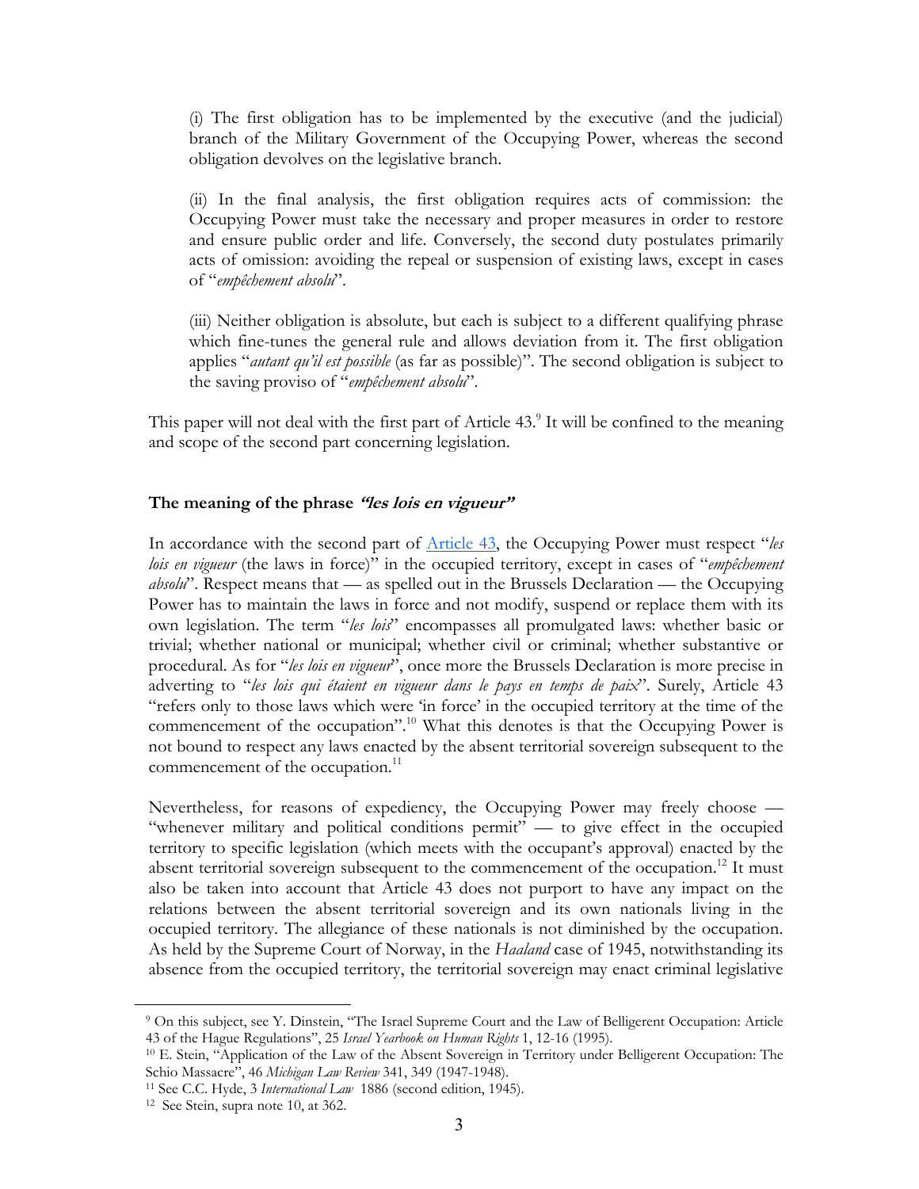(i) The first obligation has to be implemented by the executive (and the judicial) branch of the Military Government of the Occupying Power, whereas the second obligation devolves on the legislative branch.

(ii) In the final analysis, the first obligation requires acts of commission: the Occupying Power must take the necessary and proper measures in order to restore and ensure public order and life. Conversely, the second duty postulates primarily acts of omission: avoiding the repeal or suspension of existing laws, except in cases of "*empêchement absolu*".

(iii) Neither obligation is absolute, but each is subject to a different qualifying phrase which fine-tunes the general rule and allows deviation from it. The first obligation applies "*autant qu'il est possible* (as far as possible)". The second obligation is subject to the saving proviso of "*empêchement absolu*".

This paper will not deal with the first part of Article 43.[9] It will be confined to the meaning and scope of the second part concerning legislation.

### The meaning of the phrase *"les lois en vigueur"*

In accordance with the second part of Article 43, the Occupying Power must respect "*les lois en vigueur* (the laws in force)" in the occupied territory, except in cases of "*empêchement absolu*". Respect means that — as spelled out in the Brussels Declaration — the Occupying Power has to maintain the laws in force and not modify, suspend or replace them with its own legislation. The term "*les lois*" encompasses all promulgated laws: whether basic or trivial; whether national or municipal; whether civil or criminal; whether substantive or procedural. As for "*les lois en vigueur*", once more the Brussels Declaration is more precise in adverting to "*les lois qui étaient en vigueur dans le pays en temps de paix*". Surely, Article 43 "refers only to those laws which were 'in force' in the occupied territory at the time of the commencement of the occupation".[10] What this denotes is that the Occupying Power is not bound to respect any laws enacted by the absent territorial sovereign subsequent to the commencement of the occupation.[11]

Nevertheless, for reasons of expediency, the Occupying Power may freely choose — "whenever military and political conditions permit" — to give effect in the occupied territory to specific legislation (which meets with the occupant's approval) enacted by the absent territorial sovereign subsequent to the commencement of the occupation.[12] It must also be taken into account that Article 43 does not purport to have any impact on the relations between the absent territorial sovereign and its own nationals living in the occupied territory. The allegiance of these nationals is not diminished by the occupation. As held by the Supreme Court of Norway, in the *Haaland* case of 1945, notwithstanding its absence from the occupied territory, the territorial sovereign may enact criminal legislative

---

[9] On this subject, see Y. Dinstein, "The Israel Supreme Court and the Law of Belligerent Occupation: Article 43 of the Hague Regulations", 25 *Israel Yearbook on Human Rights* 1, 12-16 (1995).

[10] E. Stein, "Application of the Law of the Absent Sovereign in Territory under Belligerent Occupation: The Schio Massacre", 46 *Michigan Law Review* 341, 349 (1947-1948).

[11] See C.C. Hyde, 3 *International Law* 1886 (second edition, 1945).

[12] See Stein, supra note 10, at 362.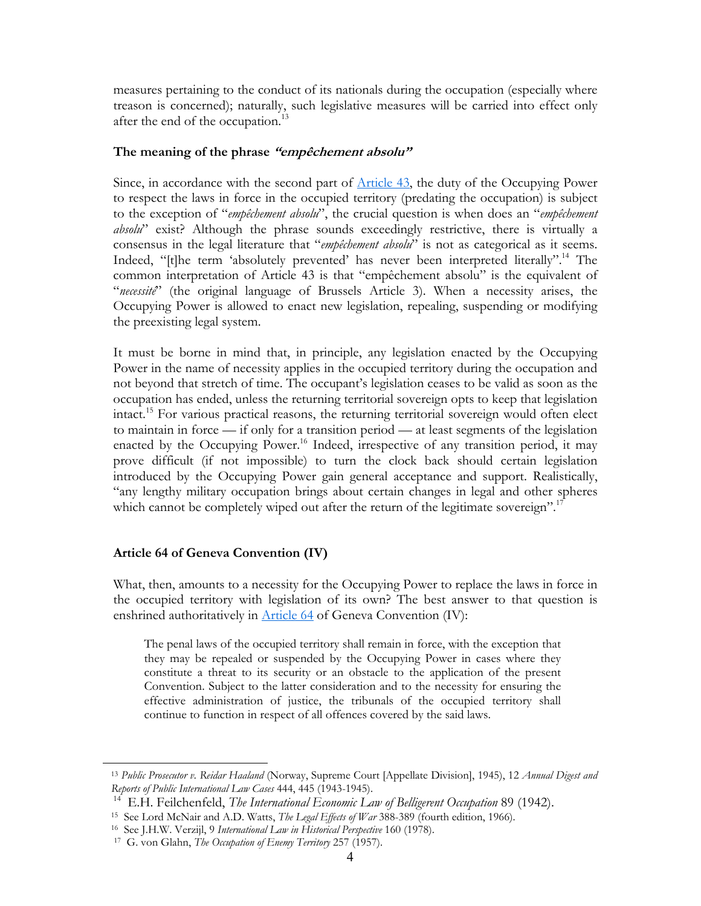measures pertaining to the conduct of its nationals during the occupation (especially where treason is concerned); naturally, such legislative measures will be carried into effect only after the end of the occupation.[13]

### The meaning of the phrase *"empêchement absolu"*

Since, in accordance with the second part of Article 43, the duty of the Occupying Power to respect the laws in force in the occupied territory (predating the occupation) is subject to the exception of "*empêchement absolu*", the crucial question is when does an "*empêchement absolu*" exist? Although the phrase sounds exceedingly restrictive, there is virtually a consensus in the legal literature that "*empêchement absolu*" is not as categorical as it seems. Indeed, "[t]he term 'absolutely prevented' has never been interpreted literally".[14] The common interpretation of Article 43 is that "empêchement absolu" is the equivalent of "*necessité*" (the original language of Brussels Article 3). When a necessity arises, the Occupying Power is allowed to enact new legislation, repealing, suspending or modifying the preexisting legal system.

It must be borne in mind that, in principle, any legislation enacted by the Occupying Power in the name of necessity applies in the occupied territory during the occupation and not beyond that stretch of time. The occupant's legislation ceases to be valid as soon as the occupation has ended, unless the returning territorial sovereign opts to keep that legislation intact.[15] For various practical reasons, the returning territorial sovereign would often elect to maintain in force — if only for a transition period — at least segments of the legislation enacted by the Occupying Power.[16] Indeed, irrespective of any transition period, it may prove difficult (if not impossible) to turn the clock back should certain legislation introduced by the Occupying Power gain general acceptance and support. Realistically, "any lengthy military occupation brings about certain changes in legal and other spheres which cannot be completely wiped out after the return of the legitimate sovereign".[17]

### Article 64 of Geneva Convention (IV)

What, then, amounts to a necessity for the Occupying Power to replace the laws in force in the occupied territory with legislation of its own? The best answer to that question is enshrined authoritatively in Article 64 of Geneva Convention (IV):

> The penal laws of the occupied territory shall remain in force, with the exception that they may be repealed or suspended by the Occupying Power in cases where they constitute a threat to its security or an obstacle to the application of the present Convention. Subject to the latter consideration and to the necessity for ensuring the effective administration of justice, the tribunals of the occupied territory shall continue to function in respect of all offences covered by the said laws.

---

[13] *Public Prosecutor v. Reidar Haaland* (Norway, Supreme Court [Appellate Division], 1945), 12 *Annual Digest and Reports of Public International Law Cases* 444, 445 (1943-1945).

[14] E.H. Feilchenfeld, *The International Economic Law of Belligerent Occupation* 89 (1942).

[15] See Lord McNair and A.D. Watts, *The Legal Effects of War* 388-389 (fourth edition, 1966).

[16] See J.H.W. Verzijl, 9 *International Law in Historical Perspective* 160 (1978).

[17] G. von Glahn, *The Occupation of Enemy Territory* 257 (1957).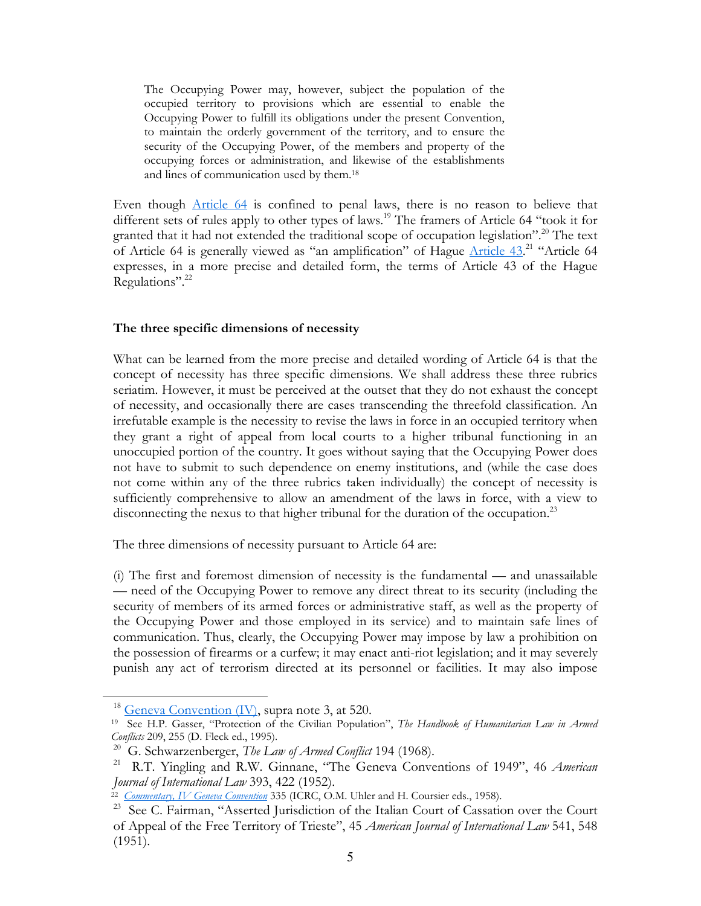> The Occupying Power may, however, subject the population of the occupied territory to provisions which are essential to enable the Occupying Power to fulfill its obligations under the present Convention, to maintain the orderly government of the territory, and to ensure the security of the Occupying Power, of the members and property of the occupying forces or administration, and likewise of the establishments and lines of communication used by them.[18]

Even though Article 64 is confined to penal laws, there is no reason to believe that different sets of rules apply to other types of laws.[19] The framers of Article 64 "took it for granted that it had not extended the traditional scope of occupation legislation".[20] The text of Article 64 is generally viewed as "an amplification" of Hague Article 43.[21] "Article 64 expresses, in a more precise and detailed form, the terms of Article 43 of the Hague Regulations".[22]

**The three specific dimensions of necessity**

What can be learned from the more precise and detailed wording of Article 64 is that the concept of necessity has three specific dimensions. We shall address these three rubrics seriatim. However, it must be perceived at the outset that they do not exhaust the concept of necessity, and occasionally there are cases transcending the threefold classification. An irrefutable example is the necessity to revise the laws in force in an occupied territory when they grant a right of appeal from local courts to a higher tribunal functioning in an unoccupied portion of the country. It goes without saying that the Occupying Power does not have to submit to such dependence on enemy institutions, and (while the case does not come within any of the three rubrics taken individually) the concept of necessity is sufficiently comprehensive to allow an amendment of the laws in force, with a view to disconnecting the nexus to that higher tribunal for the duration of the occupation.[23]

The three dimensions of necessity pursuant to Article 64 are:

(i) The first and foremost dimension of necessity is the fundamental — and unassailable — need of the Occupying Power to remove any direct threat to its security (including the security of members of its armed forces or administrative staff, as well as the property of the Occupying Power and those employed in its service) and to maintain safe lines of communication. Thus, clearly, the Occupying Power may impose by law a prohibition on the possession of firearms or a curfew; it may enact anti-riot legislation; and it may severely punish any act of terrorism directed at its personnel or facilities. It may also impose

---

[18] Geneva Convention (IV), supra note 3, at 520.

[19] See H.P. Gasser, "Protection of the Civilian Population", *The Handbook of Humanitarian Law in Armed Conflicts* 209, 255 (D. Fleck ed., 1995).

[20] G. Schwarzenberger, *The Law of Armed Conflict* 194 (1968).

[21] R.T. Yingling and R.W. Ginnane, "The Geneva Conventions of 1949", 46 *American Journal of International Law* 393, 422 (1952).

[22] *Commentary, IV Geneva Convention* 335 (ICRC, O.M. Uhler and H. Coursier eds., 1958).

[23] See C. Fairman, "Asserted Jurisdiction of the Italian Court of Cassation over the Court of Appeal of the Free Territory of Trieste", 45 *American Journal of International Law* 541, 548 (1951).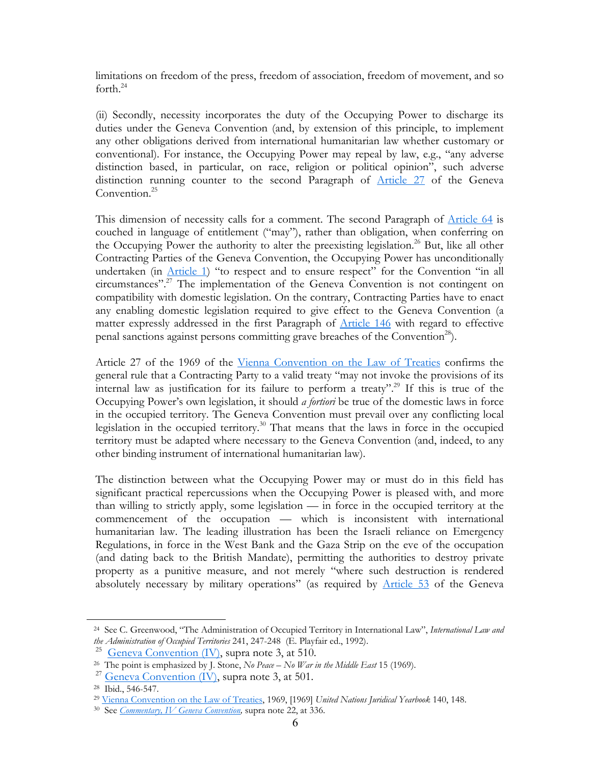limitations on freedom of the press, freedom of association, freedom of movement, and so forth.[24]

(ii) Secondly, necessity incorporates the duty of the Occupying Power to discharge its duties under the Geneva Convention (and, by extension of this principle, to implement any other obligations derived from international humanitarian law whether customary or conventional). For instance, the Occupying Power may repeal by law, e.g., "any adverse distinction based, in particular, on race, religion or political opinion", such adverse distinction running counter to the second Paragraph of Article 27 of the Geneva Convention.[25]

This dimension of necessity calls for a comment. The second Paragraph of Article 64 is couched in language of entitlement ("may"), rather than obligation, when conferring on the Occupying Power the authority to alter the preexisting legislation.[26] But, like all other Contracting Parties of the Geneva Convention, the Occupying Power has unconditionally undertaken (in Article 1) "to respect and to ensure respect" for the Convention "in all circumstances".[27] The implementation of the Geneva Convention is not contingent on compatibility with domestic legislation. On the contrary, Contracting Parties have to enact any enabling domestic legislation required to give effect to the Geneva Convention (a matter expressly addressed in the first Paragraph of Article 146 with regard to effective penal sanctions against persons committing grave breaches of the Convention[28]).

Article 27 of the 1969 of the Vienna Convention on the Law of Treaties confirms the general rule that a Contracting Party to a valid treaty "may not invoke the provisions of its internal law as justification for its failure to perform a treaty".[29] If this is true of the Occupying Power's own legislation, it should *a fortiori* be true of the domestic laws in force in the occupied territory. The Geneva Convention must prevail over any conflicting local legislation in the occupied territory.[30] That means that the laws in force in the occupied territory must be adapted where necessary to the Geneva Convention (and, indeed, to any other binding instrument of international humanitarian law).

The distinction between what the Occupying Power may or must do in this field has significant practical repercussions when the Occupying Power is pleased with, and more than willing to strictly apply, some legislation — in force in the occupied territory at the commencement of the occupation — which is inconsistent with international humanitarian law. The leading illustration has been the Israeli reliance on Emergency Regulations, in force in the West Bank and the Gaza Strip on the eve of the occupation (and dating back to the British Mandate), permitting the authorities to destroy private property as a punitive measure, and not merely "where such destruction is rendered absolutely necessary by military operations" (as required by Article 53 of the Geneva

---

[24] See C. Greenwood, "The Administration of Occupied Territory in International Law", *International Law and the Administration of Occupied Territories* 241, 247-248 (E. Playfair ed., 1992).

[25] Geneva Convention (IV), supra note 3, at 510.

[26] The point is emphasized by J. Stone, *No Peace – No War in the Middle East* 15 (1969).

[27] Geneva Convention (IV), supra note 3, at 501.

[28] Ibid., 546-547.

[29] Vienna Convention on the Law of Treaties, 1969, [1969] *United Nations Juridical Yearbook* 140, 148.

[30] See *Commentary, IV Geneva Convention*, supra note 22, at 336.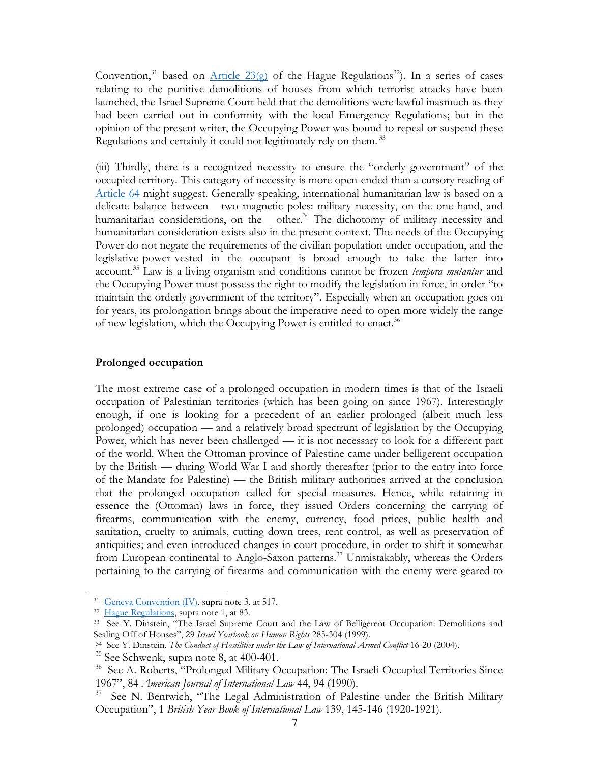Convention,[31] based on [Article 23(g)] of the Hague Regulations[32]). In a series of cases relating to the punitive demolitions of houses from which terrorist attacks have been launched, the Israel Supreme Court held that the demolitions were lawful inasmuch as they had been carried out in conformity with the local Emergency Regulations; but in the opinion of the present writer, the Occupying Power was bound to repeal or suspend these Regulations and certainly it could not legitimately rely on them.[33]

(iii) Thirdly, there is a recognized necessity to ensure the "orderly government" of the occupied territory. This category of necessity is more open-ended than a cursory reading of Article 64 might suggest. Generally speaking, international humanitarian law is based on a delicate balance between two magnetic poles: military necessity, on the one hand, and humanitarian considerations, on the other.[34] The dichotomy of military necessity and humanitarian consideration exists also in the present context. The needs of the Occupying Power do not negate the requirements of the civilian population under occupation, and the legislative power vested in the occupant is broad enough to take the latter into account.[35] Law is a living organism and conditions cannot be frozen *tempora mutantur* and the Occupying Power must possess the right to modify the legislation in force, in order "to maintain the orderly government of the territory". Especially when an occupation goes on for years, its prolongation brings about the imperative need to open more widely the range of new legislation, which the Occupying Power is entitled to enact.[36]

**Prolonged occupation**

The most extreme case of a prolonged occupation in modern times is that of the Israeli occupation of Palestinian territories (which has been going on since 1967). Interestingly enough, if one is looking for a precedent of an earlier prolonged (albeit much less prolonged) occupation — and a relatively broad spectrum of legislation by the Occupying Power, which has never been challenged — it is not necessary to look for a different part of the world. When the Ottoman province of Palestine came under belligerent occupation by the British — during World War I and shortly thereafter (prior to the entry into force of the Mandate for Palestine) — the British military authorities arrived at the conclusion that the prolonged occupation called for special measures. Hence, while retaining in essence the (Ottoman) laws in force, they issued Orders concerning the carrying of firearms, communication with the enemy, currency, food prices, public health and sanitation, cruelty to animals, cutting down trees, rent control, as well as preservation of antiquities; and even introduced changes in court procedure, in order to shift it somewhat from European continental to Anglo-Saxon patterns.[37] Unmistakably, whereas the Orders pertaining to the carrying of firearms and communication with the enemy were geared to

---

[31] Geneva Convention (IV), supra note 3, at 517.

[32] Hague Regulations, supra note 1, at 83.

[33] See Y. Dinstein, "The Israel Supreme Court and the Law of Belligerent Occupation: Demolitions and Sealing Off of Houses", 29 *Israel Yearbook on Human Rights* 285-304 (1999).

[34] See Y. Dinstein, *The Conduct of Hostilities under the Law of International Armed Conflict* 16-20 (2004).

[35] See Schwenk, supra note 8, at 400-401.

[36] See A. Roberts, "Prolonged Military Occupation: The Israeli-Occupied Territories Since 1967", 84 *American Journal of International Law* 44, 94 (1990).

[37] See N. Bentwich, "The Legal Administration of Palestine under the British Military Occupation", 1 *British Year Book of International Law* 139, 145-146 (1920-1921).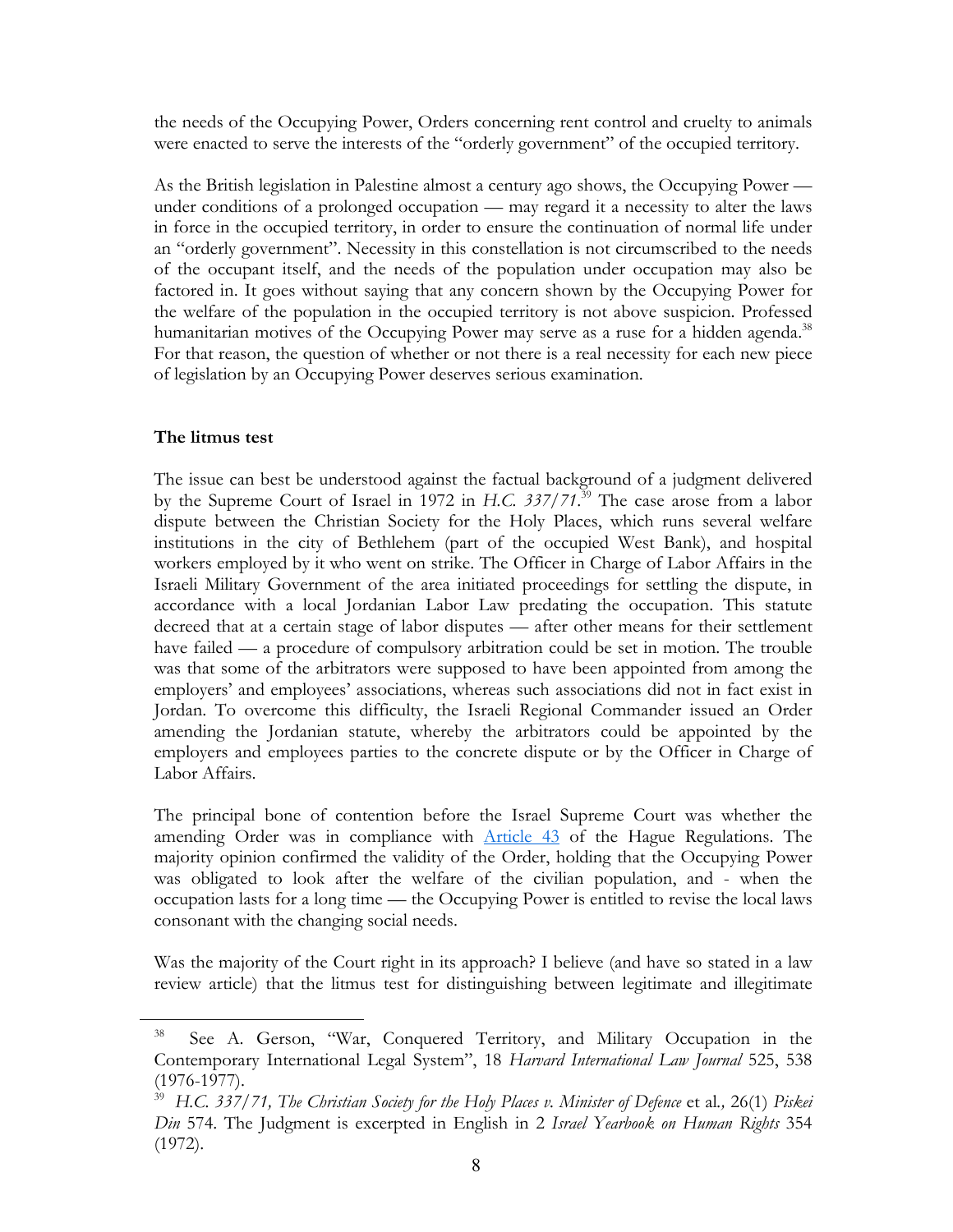the needs of the Occupying Power, Orders concerning rent control and cruelty to animals were enacted to serve the interests of the "orderly government" of the occupied territory.

As the British legislation in Palestine almost a century ago shows, the Occupying Power — under conditions of a prolonged occupation — may regard it a necessity to alter the laws in force in the occupied territory, in order to ensure the continuation of normal life under an "orderly government". Necessity in this constellation is not circumscribed to the needs of the occupant itself, and the needs of the population under occupation may also be factored in. It goes without saying that any concern shown by the Occupying Power for the welfare of the population in the occupied territory is not above suspicion. Professed humanitarian motives of the Occupying Power may serve as a ruse for a hidden agenda.[38] For that reason, the question of whether or not there is a real necessity for each new piece of legislation by an Occupying Power deserves serious examination.

**The litmus test**

The issue can best be understood against the factual background of a judgment delivered by the Supreme Court of Israel in 1972 in *H.C. 337/71*.[39] The case arose from a labor dispute between the Christian Society for the Holy Places, which runs several welfare institutions in the city of Bethlehem (part of the occupied West Bank), and hospital workers employed by it who went on strike. The Officer in Charge of Labor Affairs in the Israeli Military Government of the area initiated proceedings for settling the dispute, in accordance with a local Jordanian Labor Law predating the occupation. This statute decreed that at a certain stage of labor disputes — after other means for their settlement have failed — a procedure of compulsory arbitration could be set in motion. The trouble was that some of the arbitrators were supposed to have been appointed from among the employers' and employees' associations, whereas such associations did not in fact exist in Jordan. To overcome this difficulty, the Israeli Regional Commander issued an Order amending the Jordanian statute, whereby the arbitrators could be appointed by the employers and employees parties to the concrete dispute or by the Officer in Charge of Labor Affairs.

The principal bone of contention before the Israel Supreme Court was whether the amending Order was in compliance with Article 43 of the Hague Regulations. The majority opinion confirmed the validity of the Order, holding that the Occupying Power was obligated to look after the welfare of the civilian population, and - when the occupation lasts for a long time — the Occupying Power is entitled to revise the local laws consonant with the changing social needs.

Was the majority of the Court right in its approach? I believe (and have so stated in a law review article) that the litmus test for distinguishing between legitimate and illegitimate

---

[38] See A. Gerson, "War, Conquered Territory, and Military Occupation in the Contemporary International Legal System", 18 *Harvard International Law Journal* 525, 538 (1976-1977).

[39] *H.C. 337/71, The Christian Society for the Holy Places v. Minister of Defence* et al*.,* 26(1) *Piskei Din* 574. The Judgment is excerpted in English in 2 *Israel Yearbook on Human Rights* 354 (1972).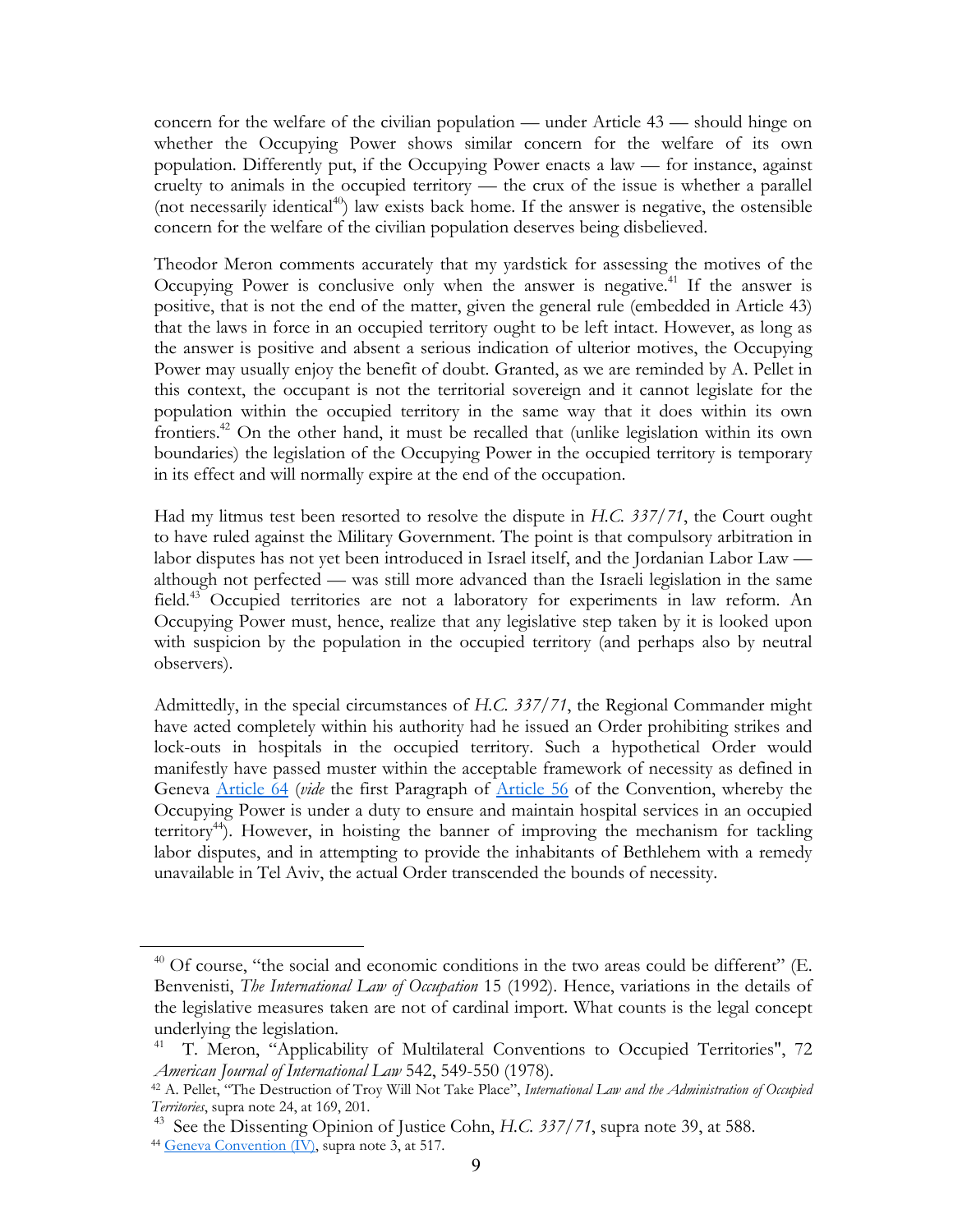concern for the welfare of the civilian population — under Article 43 — should hinge on whether the Occupying Power shows similar concern for the welfare of its own population. Differently put, if the Occupying Power enacts a law — for instance, against cruelty to animals in the occupied territory — the crux of the issue is whether a parallel (not necessarily identical[40]) law exists back home. If the answer is negative, the ostensible concern for the welfare of the civilian population deserves being disbelieved.

Theodor Meron comments accurately that my yardstick for assessing the motives of the Occupying Power is conclusive only when the answer is negative.[41] If the answer is positive, that is not the end of the matter, given the general rule (embedded in Article 43) that the laws in force in an occupied territory ought to be left intact. However, as long as the answer is positive and absent a serious indication of ulterior motives, the Occupying Power may usually enjoy the benefit of doubt. Granted, as we are reminded by A. Pellet in this context, the occupant is not the territorial sovereign and it cannot legislate for the population within the occupied territory in the same way that it does within its own frontiers.[42] On the other hand, it must be recalled that (unlike legislation within its own boundaries) the legislation of the Occupying Power in the occupied territory is temporary in its effect and will normally expire at the end of the occupation.

Had my litmus test been resorted to resolve the dispute in *H.C. 337/71*, the Court ought to have ruled against the Military Government. The point is that compulsory arbitration in labor disputes has not yet been introduced in Israel itself, and the Jordanian Labor Law — although not perfected — was still more advanced than the Israeli legislation in the same field.[43] Occupied territories are not a laboratory for experiments in law reform. An Occupying Power must, hence, realize that any legislative step taken by it is looked upon with suspicion by the population in the occupied territory (and perhaps also by neutral observers).

Admittedly, in the special circumstances of *H.C. 337/71*, the Regional Commander might have acted completely within his authority had he issued an Order prohibiting strikes and lock-outs in hospitals in the occupied territory. Such a hypothetical Order would manifestly have passed muster within the acceptable framework of necessity as defined in Geneva Article 64 (*vide* the first Paragraph of Article 56 of the Convention, whereby the Occupying Power is under a duty to ensure and maintain hospital services in an occupied territory[44]). However, in hoisting the banner of improving the mechanism for tackling labor disputes, and in attempting to provide the inhabitants of Bethlehem with a remedy unavailable in Tel Aviv, the actual Order transcended the bounds of necessity.

---

[40] Of course, "the social and economic conditions in the two areas could be different" (E. Benvenisti, *The International Law of Occupation* 15 (1992). Hence, variations in the details of the legislative measures taken are not of cardinal import. What counts is the legal concept underlying the legislation.

[41] T. Meron, "Applicability of Multilateral Conventions to Occupied Territories", 72 *American Journal of International Law* 542, 549-550 (1978).

[42] A. Pellet, "The Destruction of Troy Will Not Take Place", *International Law and the Administration of Occupied Territories*, supra note 24, at 169, 201.

[43] See the Dissenting Opinion of Justice Cohn, *H.C. 337/71*, supra note 39, at 588.

[44] Geneva Convention (IV), supra note 3, at 517.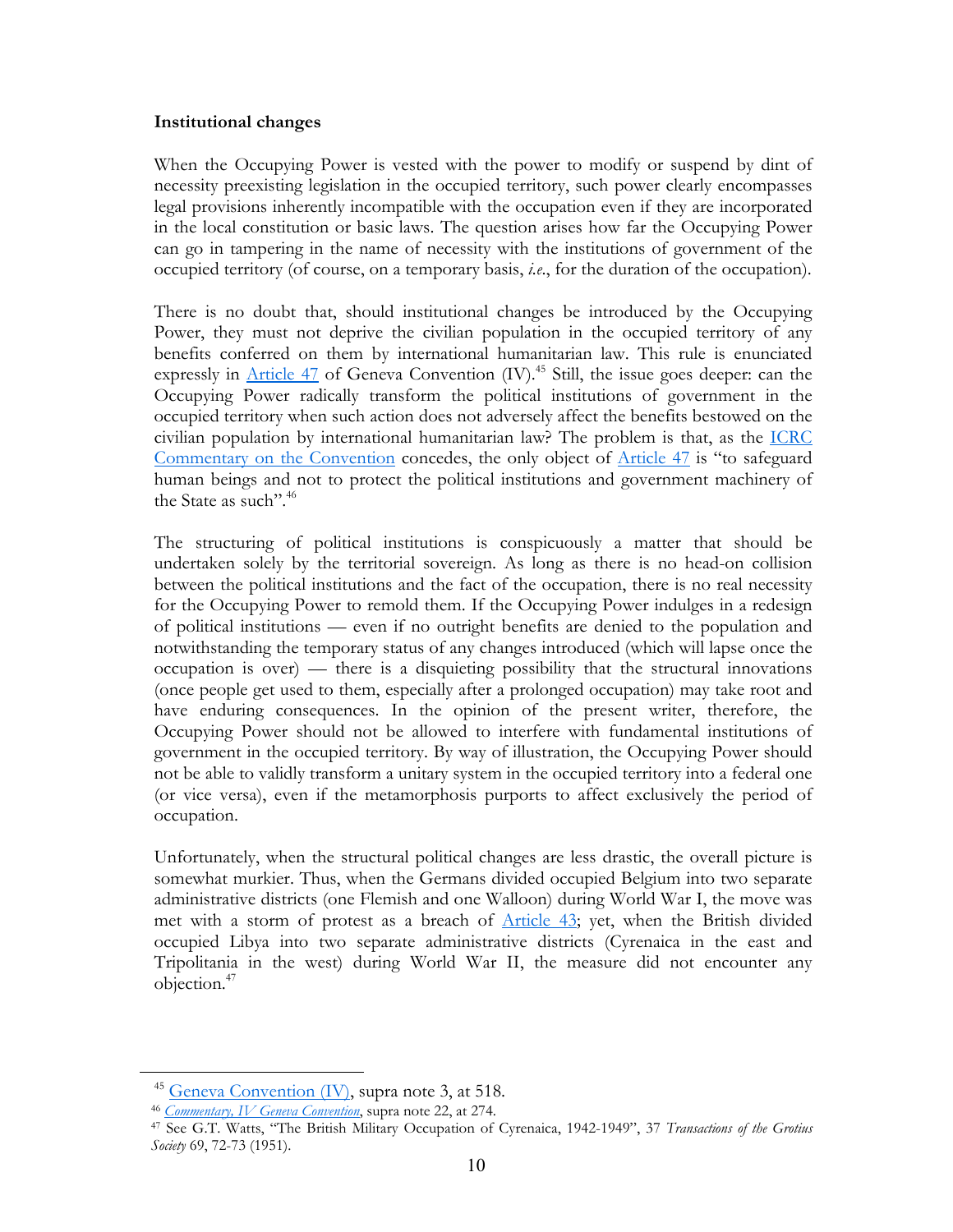**Institutional changes**

When the Occupying Power is vested with the power to modify or suspend by dint of necessity preexisting legislation in the occupied territory, such power clearly encompasses legal provisions inherently incompatible with the occupation even if they are incorporated in the local constitution or basic laws. The question arises how far the Occupying Power can go in tampering in the name of necessity with the institutions of government of the occupied territory (of course, on a temporary basis, *i.e.*, for the duration of the occupation).

There is no doubt that, should institutional changes be introduced by the Occupying Power, they must not deprive the civilian population in the occupied territory of any benefits conferred on them by international humanitarian law. This rule is enunciated expressly in Article 47 of Geneva Convention (IV).[45] Still, the issue goes deeper: can the Occupying Power radically transform the political institutions of government in the occupied territory when such action does not adversely affect the benefits bestowed on the civilian population by international humanitarian law? The problem is that, as the ICRC Commentary on the Convention concedes, the only object of Article 47 is "to safeguard human beings and not to protect the political institutions and government machinery of the State as such".[46]

The structuring of political institutions is conspicuously a matter that should be undertaken solely by the territorial sovereign. As long as there is no head-on collision between the political institutions and the fact of the occupation, there is no real necessity for the Occupying Power to remold them. If the Occupying Power indulges in a redesign of political institutions — even if no outright benefits are denied to the population and notwithstanding the temporary status of any changes introduced (which will lapse once the occupation is over) — there is a disquieting possibility that the structural innovations (once people get used to them, especially after a prolonged occupation) may take root and have enduring consequences. In the opinion of the present writer, therefore, the Occupying Power should not be allowed to interfere with fundamental institutions of government in the occupied territory. By way of illustration, the Occupying Power should not be able to validly transform a unitary system in the occupied territory into a federal one (or vice versa), even if the metamorphosis purports to affect exclusively the period of occupation.

Unfortunately, when the structural political changes are less drastic, the overall picture is somewhat murkier. Thus, when the Germans divided occupied Belgium into two separate administrative districts (one Flemish and one Walloon) during World War I, the move was met with a storm of protest as a breach of Article 43; yet, when the British divided occupied Libya into two separate administrative districts (Cyrenaica in the east and Tripolitania in the west) during World War II, the measure did not encounter any objection.[47]

---

[45] Geneva Convention (IV), supra note 3, at 518.

[46] *Commentary, IV Geneva Convention*, supra note 22, at 274.

[47] See G.T. Watts, "The British Military Occupation of Cyrenaica, 1942-1949", 37 *Transactions of the Grotius Society* 69, 72-73 (1951).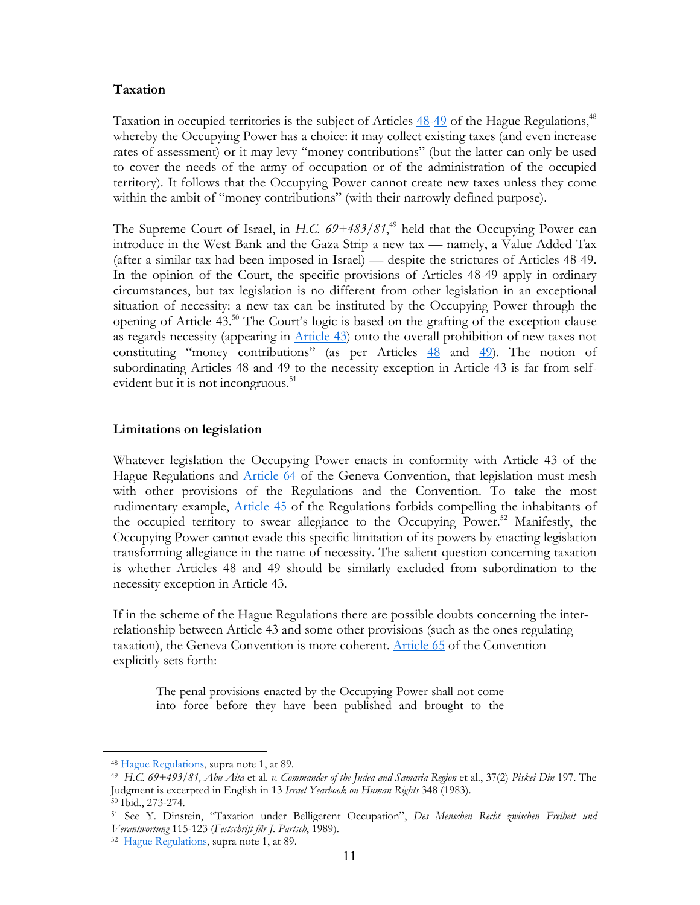**Taxation**

Taxation in occupied territories is the subject of Articles 48-49 of the Hague Regulations,[48] whereby the Occupying Power has a choice: it may collect existing taxes (and even increase rates of assessment) or it may levy "money contributions" (but the latter can only be used to cover the needs of the army of occupation or of the administration of the occupied territory). It follows that the Occupying Power cannot create new taxes unless they come within the ambit of "money contributions" (with their narrowly defined purpose).

The Supreme Court of Israel, in *H.C. 69+483/81*,[49] held that the Occupying Power can introduce in the West Bank and the Gaza Strip a new tax — namely, a Value Added Tax (after a similar tax had been imposed in Israel) — despite the strictures of Articles 48-49. In the opinion of the Court, the specific provisions of Articles 48-49 apply in ordinary circumstances, but tax legislation is no different from other legislation in an exceptional situation of necessity: a new tax can be instituted by the Occupying Power through the opening of Article 43.[50] The Court's logic is based on the grafting of the exception clause as regards necessity (appearing in Article 43) onto the overall prohibition of new taxes not constituting "money contributions" (as per Articles 48 and 49). The notion of subordinating Articles 48 and 49 to the necessity exception in Article 43 is far from self-evident but it is not incongruous.[51]

**Limitations on legislation**

Whatever legislation the Occupying Power enacts in conformity with Article 43 of the Hague Regulations and Article 64 of the Geneva Convention, that legislation must mesh with other provisions of the Regulations and the Convention. To take the most rudimentary example, Article 45 of the Regulations forbids compelling the inhabitants of the occupied territory to swear allegiance to the Occupying Power.[52] Manifestly, the Occupying Power cannot evade this specific limitation of its powers by enacting legislation transforming allegiance in the name of necessity. The salient question concerning taxation is whether Articles 48 and 49 should be similarly excluded from subordination to the necessity exception in Article 43.

If in the scheme of the Hague Regulations there are possible doubts concerning the inter-relationship between Article 43 and some other provisions (such as the ones regulating taxation), the Geneva Convention is more coherent. Article 65 of the Convention explicitly sets forth:

> The penal provisions enacted by the Occupying Power shall not come into force before they have been published and brought to the

---

[48] Hague Regulations, supra note 1, at 89.

[49] *H.C. 69+493/81, Abu Aita* et al. *v. Commander of the Judea and Samaria Region* et al., 37(2) *Piskei Din* 197. The Judgment is excerpted in English in 13 *Israel Yearbook on Human Rights* 348 (1983).

[50] Ibid., 273-274.

[51] See Y. Dinstein, "Taxation under Belligerent Occupation", *Des Menschen Recht zwischen Freiheit und Verantwortung* 115-123 (*Festschrift für J. Partsch*, 1989).

[52] Hague Regulations, supra note 1, at 89.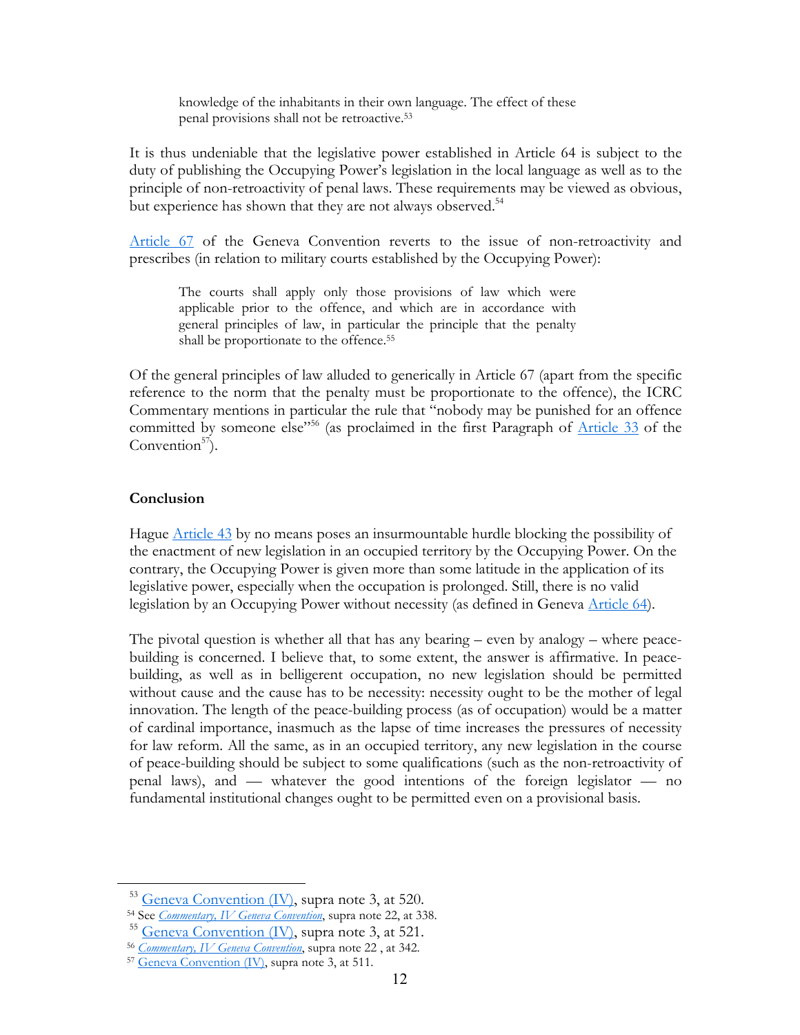> knowledge of the inhabitants in their own language. The effect of these penal provisions shall not be retroactive.[53]

It is thus undeniable that the legislative power established in Article 64 is subject to the duty of publishing the Occupying Power's legislation in the local language as well as to the principle of non-retroactivity of penal laws. These requirements may be viewed as obvious, but experience has shown that they are not always observed.[54]

Article 67 of the Geneva Convention reverts to the issue of non-retroactivity and prescribes (in relation to military courts established by the Occupying Power):

> The courts shall apply only those provisions of law which were applicable prior to the offence, and which are in accordance with general principles of law, in particular the principle that the penalty shall be proportionate to the offence.[55]

Of the general principles of law alluded to generically in Article 67 (apart from the specific reference to the norm that the penalty must be proportionate to the offence), the ICRC Commentary mentions in particular the rule that "nobody may be punished for an offence committed by someone else"[56] (as proclaimed in the first Paragraph of Article 33 of the Convention[57]).

**Conclusion**

Hague Article 43 by no means poses an insurmountable hurdle blocking the possibility of the enactment of new legislation in an occupied territory by the Occupying Power. On the contrary, the Occupying Power is given more than some latitude in the application of its legislative power, especially when the occupation is prolonged. Still, there is no valid legislation by an Occupying Power without necessity (as defined in Geneva Article 64).

The pivotal question is whether all that has any bearing – even by analogy – where peace-building is concerned. I believe that, to some extent, the answer is affirmative. In peace-building, as well as in belligerent occupation, no new legislation should be permitted without cause and the cause has to be necessity: necessity ought to be the mother of legal innovation. The length of the peace-building process (as of occupation) would be a matter of cardinal importance, inasmuch as the lapse of time increases the pressures of necessity for law reform. All the same, as in an occupied territory, any new legislation in the course of peace-building should be subject to some qualifications (such as the non-retroactivity of penal laws), and — whatever the good intentions of the foreign legislator — no fundamental institutional changes ought to be permitted even on a provisional basis.

---

[53] Geneva Convention (IV), supra note 3, at 520.

[54] See *Commentary, IV Geneva Convention*, supra note 22, at 338.

[55] Geneva Convention (IV), supra note 3, at 521.

[56] *Commentary, IV Geneva Convention*, supra note 22 , at 342.

[57] Geneva Convention (IV), supra note 3, at 511.